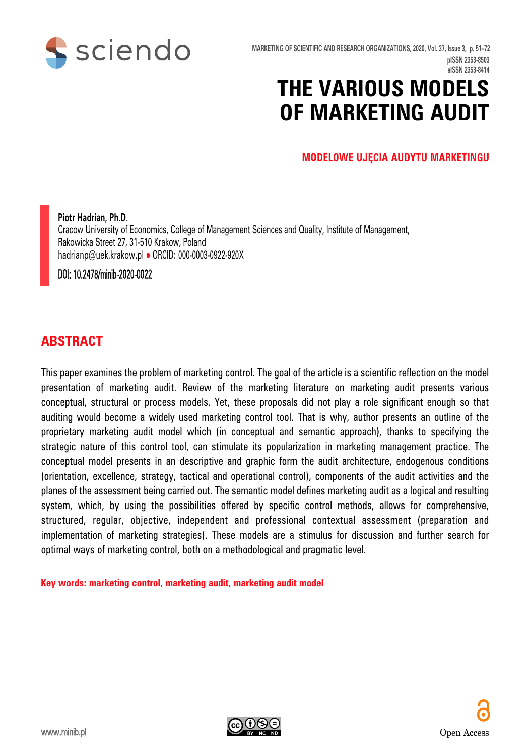# THE VARIOUS MODELS OF MARKETING AUDIT

## MODELOWE UJĘCIA AUDYTU MARKETINGU

**Piotr Hadrian, Ph.D.**
Cracow University of Economics, College of Management Sciences and Quality, Institute of Management, Rakowicka Street 27, 31-510 Krakow, Poland
hadrianp@uek.krakow.pl • ORCID: 000-0003-0922-920X

DOI: 10.2478/minib-2020-0022

## ABSTRACT

This paper examines the problem of marketing control. The goal of the article is a scientific reflection on the model presentation of marketing audit. Review of the marketing literature on marketing audit presents various conceptual, structural or process models. Yet, these proposals did not play a role significant enough so that auditing would become a widely used marketing control tool. That is why, author presents an outline of the proprietary marketing audit model which (in conceptual and semantic approach), thanks to specifying the strategic nature of this control tool, can stimulate its popularization in marketing management practice. The conceptual model presents in an descriptive and graphic form the audit architecture, endogenous conditions (orientation, excellence, strategy, tactical and operational control), components of the audit activities and the planes of the assessment being carried out. The semantic model defines marketing audit as a logical and resulting system, which, by using the possibilities offered by specific control methods, allows for comprehensive, structured, regular, objective, independent and professional contextual assessment (preparation and implementation of marketing strategies). These models are a stimulus for discussion and further search for optimal ways of marketing control, both on a methodological and pragmatic level.

**Key words: marketing control, marketing audit, marketing audit model**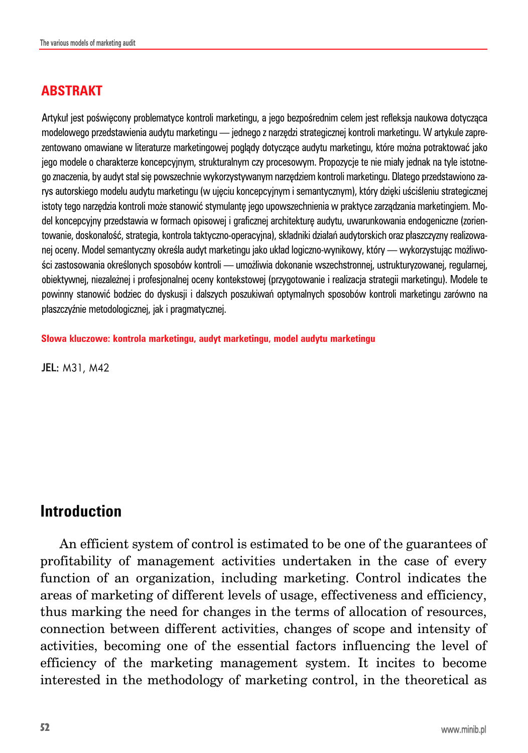## ABSTRAKT

Artykuł jest poświęcony problematyce kontroli marketingu, a jego bezpośrednim celem jest refleksja naukowa dotycząca modelowego przedstawienia audytu marketingu — jednego z narzędzi strategicznej kontroli marketingu. W artykule zaprezentowano omawiane w literaturze marketingowej poglądy dotyczące audytu marketingu, które można potraktować jako jego modele o charakterze koncepcyjnym, strukturalnym czy procesowym. Propozycje te nie miały jednak na tyle istotnego znaczenia, by audyt stał się powszechnie wykorzystywanym narzędziem kontroli marketingu. Dlatego przedstawiono zarys autorskiego modelu audytu marketingu (w ujęciu koncepcyjnym i semantycznym), który dzięki uściśleniu strategicznej istoty tego narzędzia kontroli może stanowić stymulantę jego upowszechnienia w praktyce zarządzania marketingiem. Model koncepcyjny przedstawia w formach opisowej i graficznej architekturę audytu, uwarunkowania endogeniczne (zorientowanie, doskonałość, strategia, kontrola taktyczno-operacyjna), składniki działań audytorskich oraz płaszczyzny realizowanej oceny. Model semantyczny określa audyt marketingu jako układ logiczno-wynikowy, który — wykorzystując możliwości zastosowania określonych sposobów kontroli — umożliwia dokonanie wszechstronnej, ustrukturyzowanej, regularnej, obiektywnej, niezależnej i profesjonalnej oceny kontekstowej (przygotowanie i realizacja strategii marketingu). Modele te powinny stanowić bodziec do dyskusji i dalszych poszukiwań optymalnych sposobów kontroli marketingu zarówno na płaszczyźnie metodologicznej, jak i pragmatycznej.

**Słowa kluczowe: kontrola marketingu, audyt marketingu, model audytu marketingu**

**JEL:** M31, M42

## Introduction

An efficient system of control is estimated to be one of the guarantees of profitability of management activities undertaken in the case of every function of an organization, including marketing. Control indicates the areas of marketing of different levels of usage, effectiveness and efficiency, thus marking the need for changes in the terms of allocation of resources, connection between different activities, changes of scope and intensity of activities, becoming one of the essential factors influencing the level of efficiency of the marketing management system. It incites to become interested in the methodology of marketing control, in the theoretical as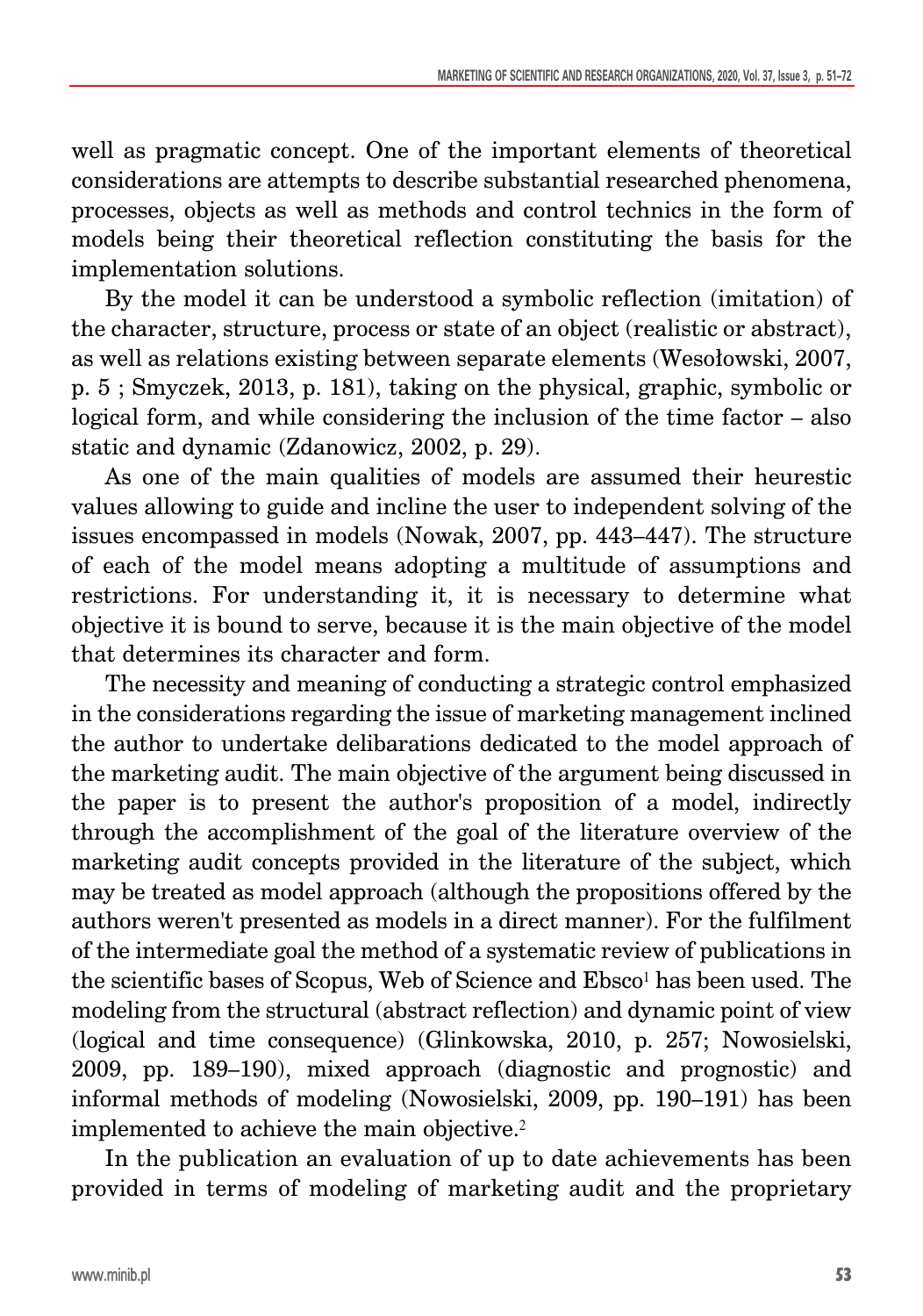well as pragmatic concept. One of the important elements of theoretical considerations are attempts to describe substantial researched phenomena, processes, objects as well as methods and control technics in the form of models being their theoretical reflection constituting the basis for the implementation solutions.

By the model it can be understood a symbolic reflection (imitation) of the character, structure, process or state of an object (realistic or abstract), as well as relations existing between separate elements (Wesołowski, 2007, p. 5 ; Smyczek, 2013, p. 181), taking on the physical, graphic, symbolic or logical form, and while considering the inclusion of the time factor – also static and dynamic (Zdanowicz, 2002, p. 29).

As one of the main qualities of models are assumed their heurestic values allowing to guide and incline the user to independent solving of the issues encompassed in models (Nowak, 2007, pp. 443–447). The structure of each of the model means adopting a multitude of assumptions and restrictions. For understanding it, it is necessary to determine what objective it is bound to serve, because it is the main objective of the model that determines its character and form.

The necessity and meaning of conducting a strategic control emphasized in the considerations regarding the issue of marketing management inclined the author to undertake delibarations dedicated to the model approach of the marketing audit. The main objective of the argument being discussed in the paper is to present the author's proposition of a model, indirectly through the accomplishment of the goal of the literature overview of the marketing audit concepts provided in the literature of the subject, which may be treated as model approach (although the propositions offered by the authors weren't presented as models in a direct manner). For the fulfilment of the intermediate goal the method of a systematic review of publications in the scientific bases of Scopus, Web of Science and Ebsco[1] has been used. The modeling from the structural (abstract reflection) and dynamic point of view (logical and time consequence) (Glinkowska, 2010, p. 257; Nowosielski, 2009, pp. 189–190), mixed approach (diagnostic and prognostic) and informal methods of modeling (Nowosielski, 2009, pp. 190–191) has been implemented to achieve the main objective.[2]

In the publication an evaluation of up to date achievements has been provided in terms of modeling of marketing audit and the proprietary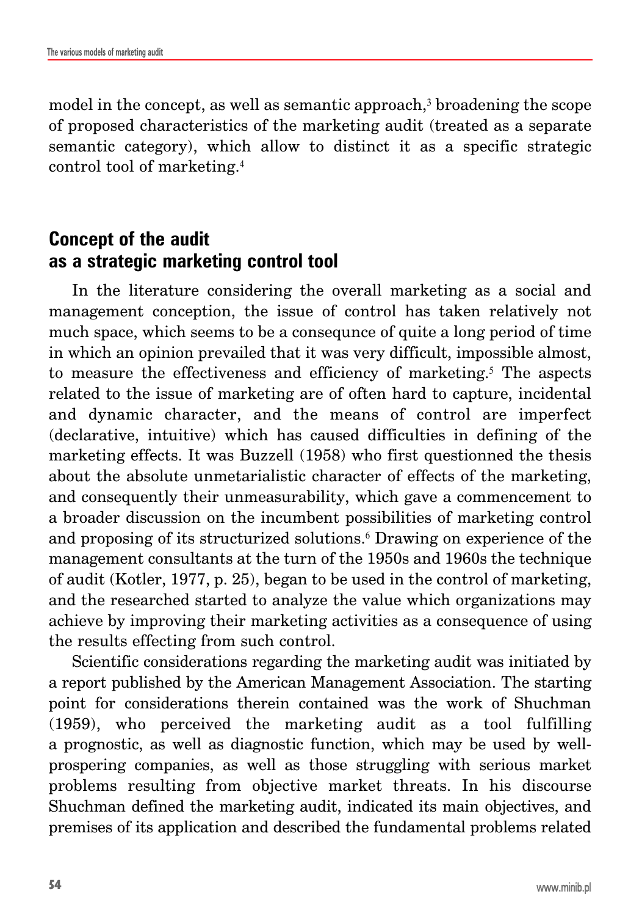model in the concept, as well as semantic approach,[3] broadening the scope of proposed characteristics of the marketing audit (treated as a separate semantic category), which allow to distinct it as a specific strategic control tool of marketing.[4]

## Concept of the audit as a strategic marketing control tool

In the literature considering the overall marketing as a social and management conception, the issue of control has taken relatively not much space, which seems to be a consequnce of quite a long period of time in which an opinion prevailed that it was very difficult, impossible almost, to measure the effectiveness and efficiency of marketing.[5] The aspects related to the issue of marketing are of often hard to capture, incidental and dynamic character, and the means of control are imperfect (declarative, intuitive) which has caused difficulties in defining of the marketing effects. It was Buzzell (1958) who first questionned the thesis about the absolute unmetarialistic character of effects of the marketing, and consequently their unmeasurability, which gave a commencement to a broader discussion on the incumbent possibilities of marketing control and proposing of its structurized solutions.[6] Drawing on experience of the management consultants at the turn of the 1950s and 1960s the technique of audit (Kotler, 1977, p. 25), began to be used in the control of marketing, and the researched started to analyze the value which organizations may achieve by improving their marketing activities as a consequence of using the results effecting from such control.

Scientific considerations regarding the marketing audit was initiated by a report published by the American Management Association. The starting point for considerations therein contained was the work of Shuchman (1959), who perceived the marketing audit as a tool fulfilling a prognostic, as well as diagnostic function, which may be used by well-prospering companies, as well as those struggling with serious market problems resulting from objective market threats. In his discourse Shuchman defined the marketing audit, indicated its main objectives, and premises of its application and described the fundamental problems related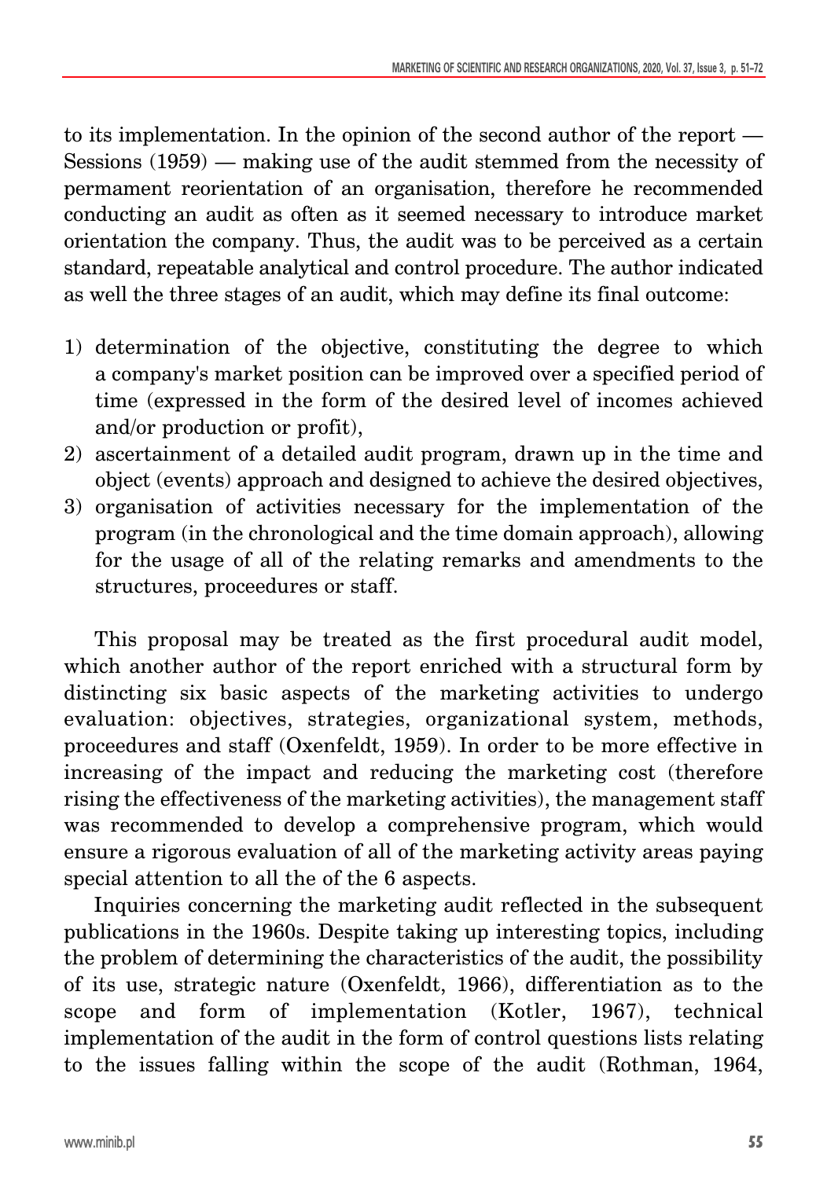to its implementation. In the opinion of the second author of the report — Sessions (1959) — making use of the audit stemmed from the necessity of permament reorientation of an organisation, therefore he recommended conducting an audit as often as it seemed necessary to introduce market orientation the company. Thus, the audit was to be perceived as a certain standard, repeatable analytical and control procedure. The author indicated as well the three stages of an audit, which may define its final outcome:

1) determination of the objective, constituting the degree to which a company's market position can be improved over a specified period of time (expressed in the form of the desired level of incomes achieved and/or production or profit),
2) ascertainment of a detailed audit program, drawn up in the time and object (events) approach and designed to achieve the desired objectives,
3) organisation of activities necessary for the implementation of the program (in the chronological and the time domain approach), allowing for the usage of all of the relating remarks and amendments to the structures, proceedures or staff.

This proposal may be treated as the first procedural audit model, which another author of the report enriched with a structural form by distincting six basic aspects of the marketing activities to undergo evaluation: objectives, strategies, organizational system, methods, proceedures and staff (Oxenfeldt, 1959). In order to be more effective in increasing of the impact and reducing the marketing cost (therefore rising the effectiveness of the marketing activities), the management staff was recommended to develop a comprehensive program, which would ensure a rigorous evaluation of all of the marketing activity areas paying special attention to all the of the 6 aspects.

Inquiries concerning the marketing audit reflected in the subsequent publications in the 1960s. Despite taking up interesting topics, including the problem of determining the characteristics of the audit, the possibility of its use, strategic nature (Oxenfeldt, 1966), differentiation as to the scope and form of implementation (Kotler, 1967), technical implementation of the audit in the form of control questions lists relating to the issues falling within the scope of the audit (Rothman, 1964,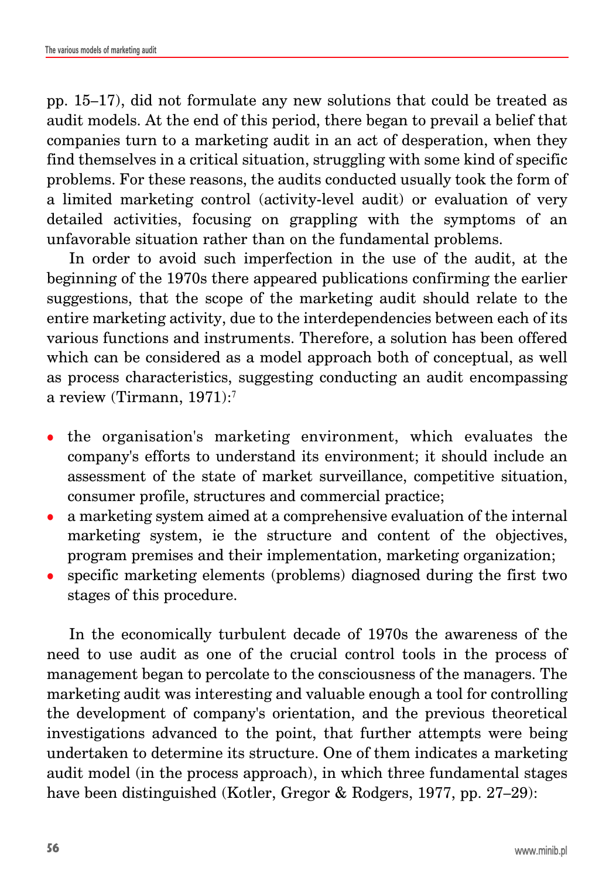pp. 15–17), did not formulate any new solutions that could be treated as audit models. At the end of this period, there began to prevail a belief that companies turn to a marketing audit in an act of desperation, when they find themselves in a critical situation, struggling with some kind of specific problems. For these reasons, the audits conducted usually took the form of a limited marketing control (activity-level audit) or evaluation of very detailed activities, focusing on grappling with the symptoms of an unfavorable situation rather than on the fundamental problems.

In order to avoid such imperfection in the use of the audit, at the beginning of the 1970s there appeared publications confirming the earlier suggestions, that the scope of the marketing audit should relate to the entire marketing activity, due to the interdependencies between each of its various functions and instruments. Therefore, a solution has been offered which can be considered as a model approach both of conceptual, as well as process characteristics, suggesting conducting an audit encompassing a review (Tirmann, 1971):[7]

- the organisation's marketing environment, which evaluates the company's efforts to understand its environment; it should include an assessment of the state of market surveillance, competitive situation, consumer profile, structures and commercial practice;
- a marketing system aimed at a comprehensive evaluation of the internal marketing system, ie the structure and content of the objectives, program premises and their implementation, marketing organization;
- specific marketing elements (problems) diagnosed during the first two stages of this procedure.

In the economically turbulent decade of 1970s the awareness of the need to use audit as one of the crucial control tools in the process of management began to percolate to the consciousness of the managers. The marketing audit was interesting and valuable enough a tool for controlling the development of company's orientation, and the previous theoretical investigations advanced to the point, that further attempts were being undertaken to determine its structure. One of them indicates a marketing audit model (in the process approach), in which three fundamental stages have been distinguished (Kotler, Gregor & Rodgers, 1977, pp. 27–29):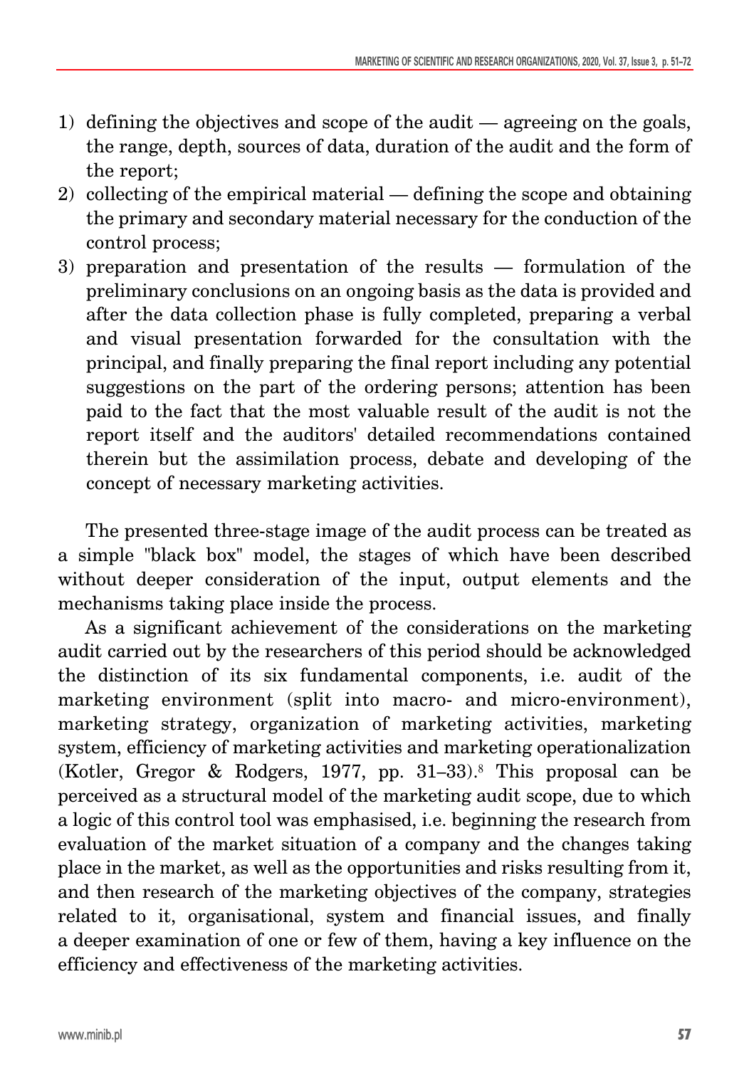1) defining the objectives and scope of the audit — agreeing on the goals, the range, depth, sources of data, duration of the audit and the form of the report;
2) collecting of the empirical material — defining the scope and obtaining the primary and secondary material necessary for the conduction of the control process;
3) preparation and presentation of the results — formulation of the preliminary conclusions on an ongoing basis as the data is provided and after the data collection phase is fully completed, preparing a verbal and visual presentation forwarded for the consultation with the principal, and finally preparing the final report including any potential suggestions on the part of the ordering persons; attention has been paid to the fact that the most valuable result of the audit is not the report itself and the auditors' detailed recommendations contained therein but the assimilation process, debate and developing of the concept of necessary marketing activities.

The presented three-stage image of the audit process can be treated as a simple "black box" model, the stages of which have been described without deeper consideration of the input, output elements and the mechanisms taking place inside the process.

As a significant achievement of the considerations on the marketing audit carried out by the researchers of this period should be acknowledged the distinction of its six fundamental components, i.e. audit of the marketing environment (split into macro- and micro-environment), marketing strategy, organization of marketing activities, marketing system, efficiency of marketing activities and marketing operationalization (Kotler, Gregor & Rodgers, 1977, pp. 31–33).[8] This proposal can be perceived as a structural model of the marketing audit scope, due to which a logic of this control tool was emphasised, i.e. beginning the research from evaluation of the market situation of a company and the changes taking place in the market, as well as the opportunities and risks resulting from it, and then research of the marketing objectives of the company, strategies related to it, organisational, system and financial issues, and finally a deeper examination of one or few of them, having a key influence on the efficiency and effectiveness of the marketing activities.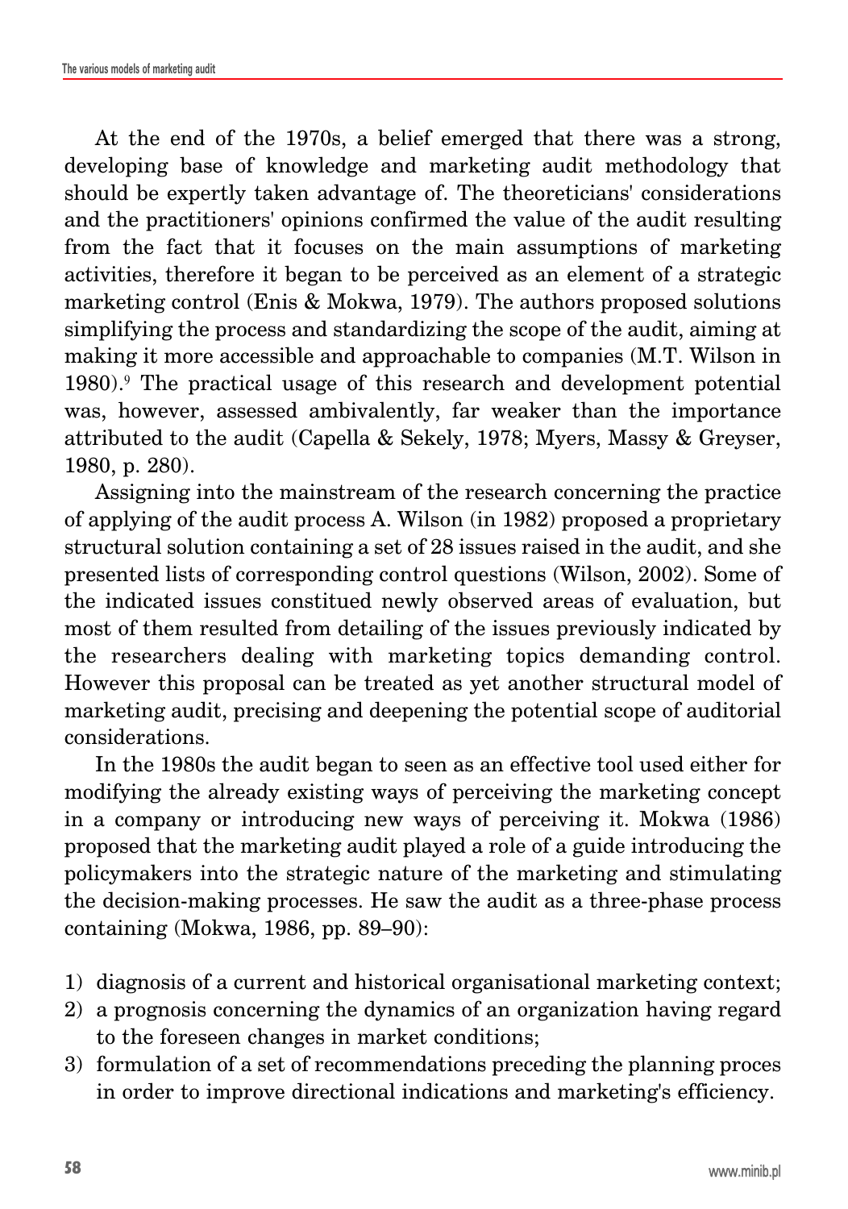At the end of the 1970s, a belief emerged that there was a strong, developing base of knowledge and marketing audit methodology that should be expertly taken advantage of. The theoreticians' considerations and the practitioners' opinions confirmed the value of the audit resulting from the fact that it focuses on the main assumptions of marketing activities, therefore it began to be perceived as an element of a strategic marketing control (Enis & Mokwa, 1979). The authors proposed solutions simplifying the process and standardizing the scope of the audit, aiming at making it more accessible and approachable to companies (M.T. Wilson in 1980).[9] The practical usage of this research and development potential was, however, assessed ambivalently, far weaker than the importance attributed to the audit (Capella & Sekely, 1978; Myers, Massy & Greyser, 1980, p. 280).

Assigning into the mainstream of the research concerning the practice of applying of the audit process A. Wilson (in 1982) proposed a proprietary structural solution containing a set of 28 issues raised in the audit, and she presented lists of corresponding control questions (Wilson, 2002). Some of the indicated issues constitued newly observed areas of evaluation, but most of them resulted from detailing of the issues previously indicated by the researchers dealing with marketing topics demanding control. However this proposal can be treated as yet another structural model of marketing audit, precising and deepening the potential scope of auditorial considerations.

In the 1980s the audit began to seen as an effective tool used either for modifying the already existing ways of perceiving the marketing concept in a company or introducing new ways of perceiving it. Mokwa (1986) proposed that the marketing audit played a role of a guide introducing the policymakers into the strategic nature of the marketing and stimulating the decision-making processes. He saw the audit as a three-phase process containing (Mokwa, 1986, pp. 89–90):

1) diagnosis of a current and historical organisational marketing context;
2) a prognosis concerning the dynamics of an organization having regard to the foreseen changes in market conditions;
3) formulation of a set of recommendations preceding the planning proces in order to improve directional indications and marketing's efficiency.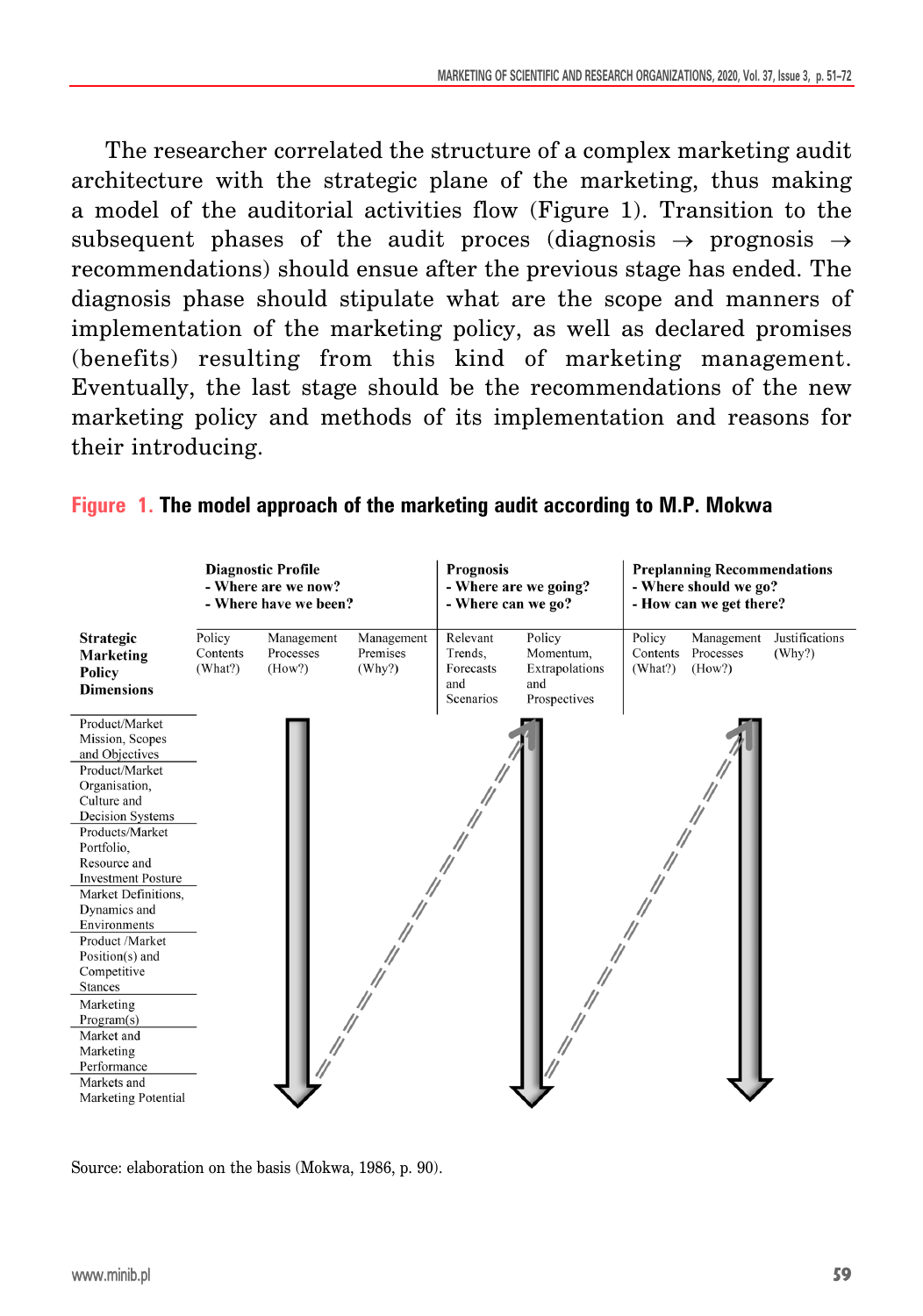The researcher correlated the structure of a complex marketing audit architecture with the strategic plane of the marketing, thus making a model of the auditorial activities flow (Figure 1). Transition to the subsequent phases of the audit proces (diagnosis → prognosis → recommendations) should ensue after the previous stage has ended. The diagnosis phase should stipulate what are the scope and manners of implementation of the marketing policy, as well as declared promises (benefits) resulting from this kind of marketing management. Eventually, the last stage should be the recommendations of the new marketing policy and methods of its implementation and reasons for their introducing.

**Figure 1. The model approach of the marketing audit according to M.P. Mokwa**

| | **Diagnostic Profile** - Where are we now? - Where have we been? | | | **Prognosis** - Where are we going? - Where can we go? | | **Preplanning Recommendations** - Where should we go? - How can we get there? | | |
|---|---|---|---|---|---|---|---|---|
| **Strategic Marketing Policy Dimensions** | Policy Contents (What?) | Management Processes (How?) | Management Premises (Why?) | Relevant Trends, Forecasts and Scenarios | Policy Momentum, Extrapolations and Prospectives | Policy Contents (What?) | Management Processes (How?) | Justifications (Why?) |
| Product/Market Mission, Scopes and Objectives | | | | | | | | |
| Product/Market Organisation, Culture and Decision Systems | | | | | | | | |
| Products/Market Portfolio, Resource and Investment Posture | | | | | | | | |
| Market Definitions, Dynamics and Environments | | | | | | | | |
| Product /Market Position(s) and Competitive Stances | | | | | | | | |
| Marketing Program(s) | | | | | | | | |
| Market and Marketing Performance | | | | | | | | |
| Markets and Marketing Potential | | | | | | | | |

Source: elaboration on the basis (Mokwa, 1986, p. 90).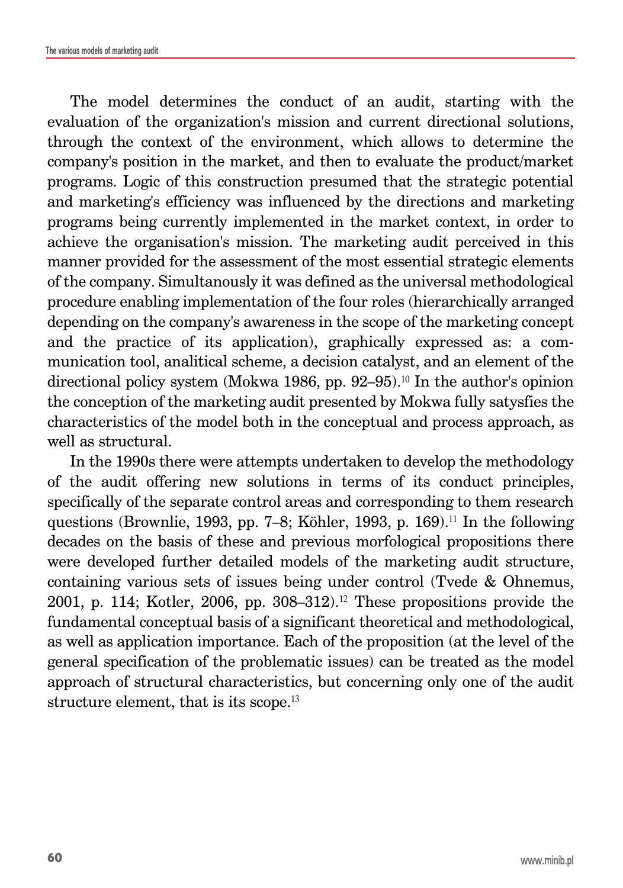The model determines the conduct of an audit, starting with the evaluation of the organization's mission and current directional solutions, through the context of the environment, which allows to determine the company's position in the market, and then to evaluate the product/market programs. Logic of this construction presumed that the strategic potential and marketing's efficiency was influenced by the directions and marketing programs being currently implemented in the market context, in order to achieve the organisation's mission. The marketing audit perceived in this manner provided for the assessment of the most essential strategic elements of the company. Simultanously it was defined as the universal methodological procedure enabling implementation of the four roles (hierarchically arranged depending on the company's awareness in the scope of the marketing concept and the practice of its application), graphically expressed as: a communication tool, analitical scheme, a decision catalyst, and an element of the directional policy system (Mokwa 1986, pp. 92–95).[10] In the author's opinion the conception of the marketing audit presented by Mokwa fully satysfies the characteristics of the model both in the conceptual and process approach, as well as structural.

In the 1990s there were attempts undertaken to develop the methodology of the audit offering new solutions in terms of its conduct principles, specifically of the separate control areas and corresponding to them research questions (Brownlie, 1993, pp. 7–8; Köhler, 1993, p. 169).[11] In the following decades on the basis of these and previous morfological propositions there were developed further detailed models of the marketing audit structure, containing various sets of issues being under control (Tvede & Ohnemus, 2001, p. 114; Kotler, 2006, pp. 308–312).[12] These propositions provide the fundamental conceptual basis of a significant theoretical and methodological, as well as application importance. Each of the proposition (at the level of the general specification of the problematic issues) can be treated as the model approach of structural characteristics, but concerning only one of the audit structure element, that is its scope.[13]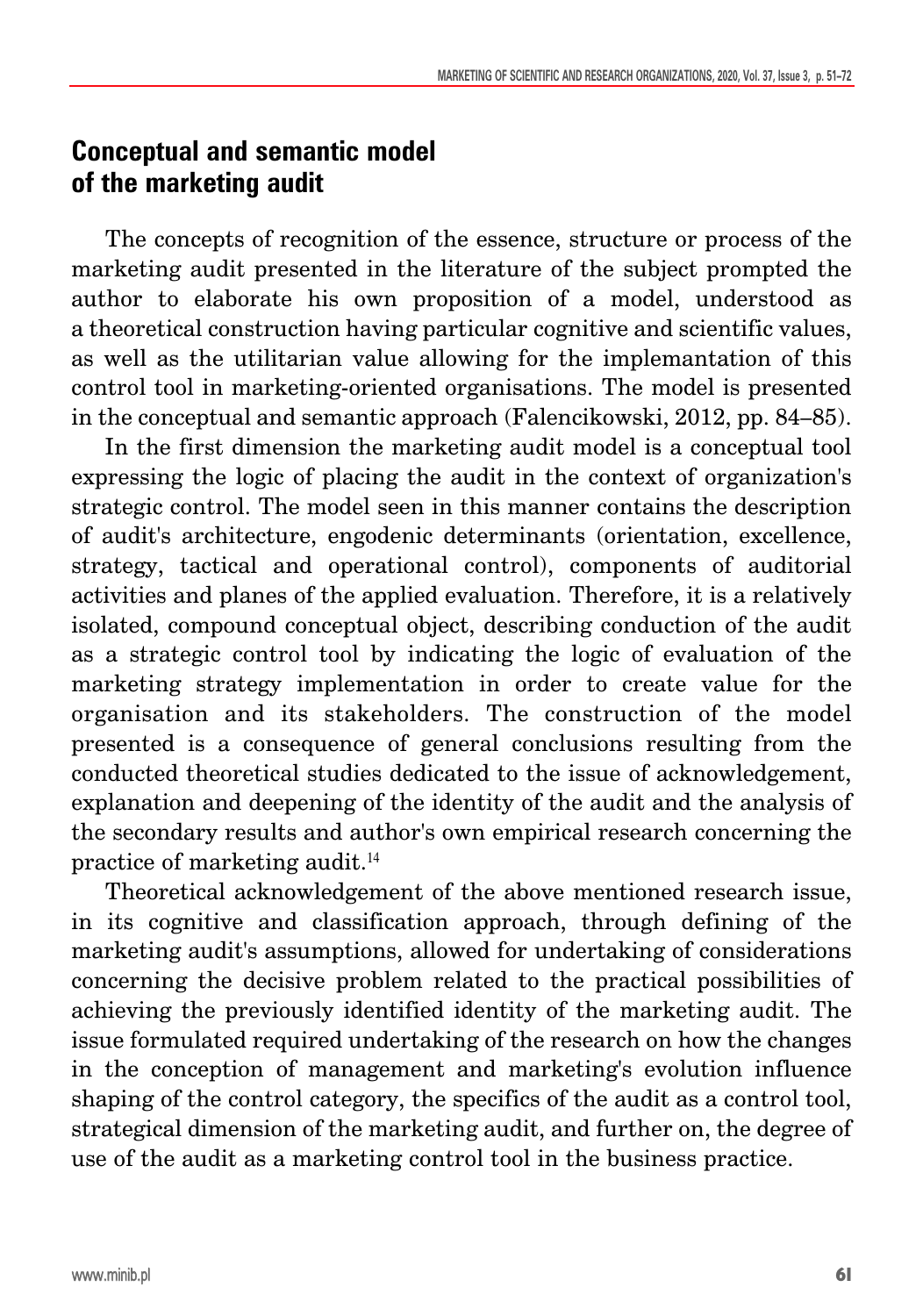## Conceptual and semantic model of the marketing audit

The concepts of recognition of the essence, structure or process of the marketing audit presented in the literature of the subject prompted the author to elaborate his own proposition of a model, understood as a theoretical construction having particular cognitive and scientific values, as well as the utilitarian value allowing for the implemantation of this control tool in marketing-oriented organisations. The model is presented in the conceptual and semantic approach (Falencikowski, 2012, pp. 84–85).

In the first dimension the marketing audit model is a conceptual tool expressing the logic of placing the audit in the context of organization's strategic control. The model seen in this manner contains the description of audit's architecture, engodenic determinants (orientation, excellence, strategy, tactical and operational control), components of auditorial activities and planes of the applied evaluation. Therefore, it is a relatively isolated, compound conceptual object, describing conduction of the audit as a strategic control tool by indicating the logic of evaluation of the marketing strategy implementation in order to create value for the organisation and its stakeholders. The construction of the model presented is a consequence of general conclusions resulting from the conducted theoretical studies dedicated to the issue of acknowledgement, explanation and deepening of the identity of the audit and the analysis of the secondary results and author's own empirical research concerning the practice of marketing audit.[14]

Theoretical acknowledgement of the above mentioned research issue, in its cognitive and classification approach, through defining of the marketing audit's assumptions, allowed for undertaking of considerations concerning the decisive problem related to the practical possibilities of achieving the previously identified identity of the marketing audit. The issue formulated required undertaking of the research on how the changes in the conception of management and marketing's evolution influence shaping of the control category, the specifics of the audit as a control tool, strategical dimension of the marketing audit, and further on, the degree of use of the audit as a marketing control tool in the business practice.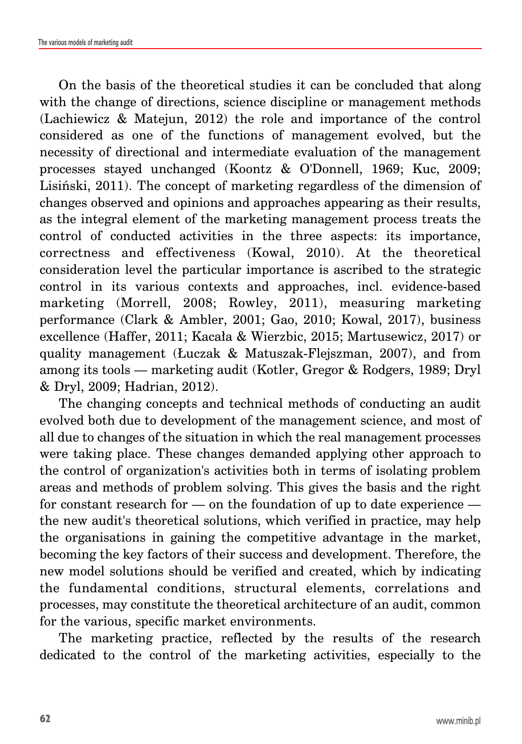On the basis of the theoretical studies it can be concluded that along with the change of directions, science discipline or management methods (Lachiewicz & Matejun, 2012) the role and importance of the control considered as one of the functions of management evolved, but the necessity of directional and intermediate evaluation of the management processes stayed unchanged (Koontz & O'Donnell, 1969; Kuc, 2009; Lisiński, 2011). The concept of marketing regardless of the dimension of changes observed and opinions and approaches appearing as their results, as the integral element of the marketing management process treats the control of conducted activities in the three aspects: its importance, correctness and effectiveness (Kowal, 2010). At the theoretical consideration level the particular importance is ascribed to the strategic control in its various contexts and approaches, incl. evidence-based marketing (Morrell, 2008; Rowley, 2011), measuring marketing performance (Clark & Ambler, 2001; Gao, 2010; Kowal, 2017), business excellence (Haffer, 2011; Kacała & Wierzbic, 2015; Martusewicz, 2017) or quality management (Łuczak & Matuszak-Flejszman, 2007), and from among its tools — marketing audit (Kotler, Gregor & Rodgers, 1989; Dryl & Dryl, 2009; Hadrian, 2012).

The changing concepts and technical methods of conducting an audit evolved both due to development of the management science, and most of all due to changes of the situation in which the real management processes were taking place. These changes demanded applying other approach to the control of organization's activities both in terms of isolating problem areas and methods of problem solving. This gives the basis and the right for constant research for — on the foundation of up to date experience — the new audit's theoretical solutions, which verified in practice, may help the organisations in gaining the competitive advantage in the market, becoming the key factors of their success and development. Therefore, the new model solutions should be verified and created, which by indicating the fundamental conditions, structural elements, correlations and processes, may constitute the theoretical architecture of an audit, common for the various, specific market environments.

The marketing practice, reflected by the results of the research dedicated to the control of the marketing activities, especially to the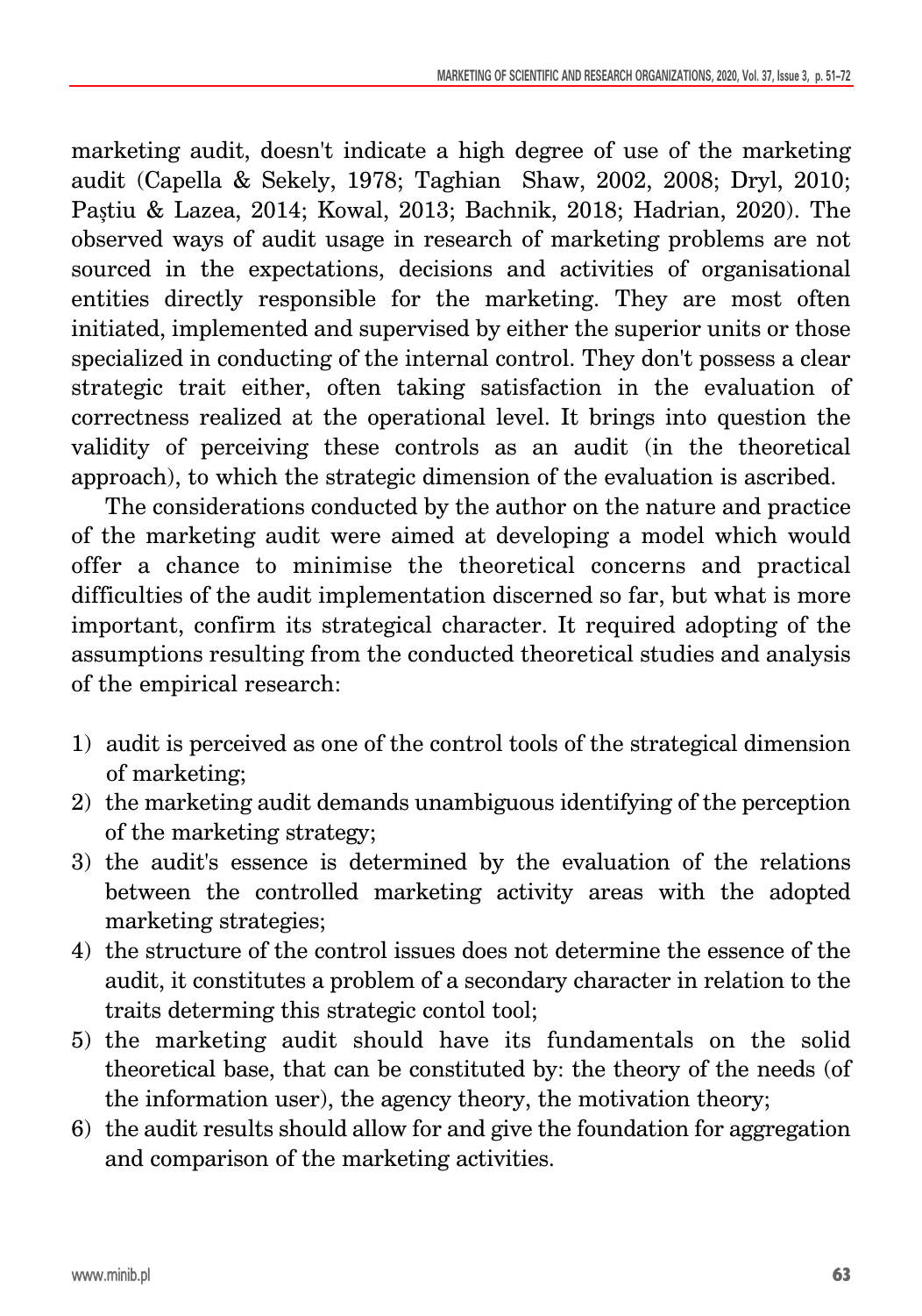marketing audit, doesn't indicate a high degree of use of the marketing audit (Capella & Sekely, 1978; Taghian Shaw, 2002, 2008; Dryl, 2010; Paştiu & Lazea, 2014; Kowal, 2013; Bachnik, 2018; Hadrian, 2020). The observed ways of audit usage in research of marketing problems are not sourced in the expectations, decisions and activities of organisational entities directly responsible for the marketing. They are most often initiated, implemented and supervised by either the superior units or those specialized in conducting of the internal control. They don't possess a clear strategic trait either, often taking satisfaction in the evaluation of correctness realized at the operational level. It brings into question the validity of perceiving these controls as an audit (in the theoretical approach), to which the strategic dimension of the evaluation is ascribed.

The considerations conducted by the author on the nature and practice of the marketing audit were aimed at developing a model which would offer a chance to minimise the theoretical concerns and practical difficulties of the audit implementation discerned so far, but what is more important, confirm its strategical character. It required adopting of the assumptions resulting from the conducted theoretical studies and analysis of the empirical research:

1) audit is perceived as one of the control tools of the strategical dimension of marketing;
2) the marketing audit demands unambiguous identifying of the perception of the marketing strategy;
3) the audit's essence is determined by the evaluation of the relations between the controlled marketing activity areas with the adopted marketing strategies;
4) the structure of the control issues does not determine the essence of the audit, it constitutes a problem of a secondary character in relation to the traits determing this strategic contol tool;
5) the marketing audit should have its fundamentals on the solid theoretical base, that can be constituted by: the theory of the needs (of the information user), the agency theory, the motivation theory;
6) the audit results should allow for and give the foundation for aggregation and comparison of the marketing activities.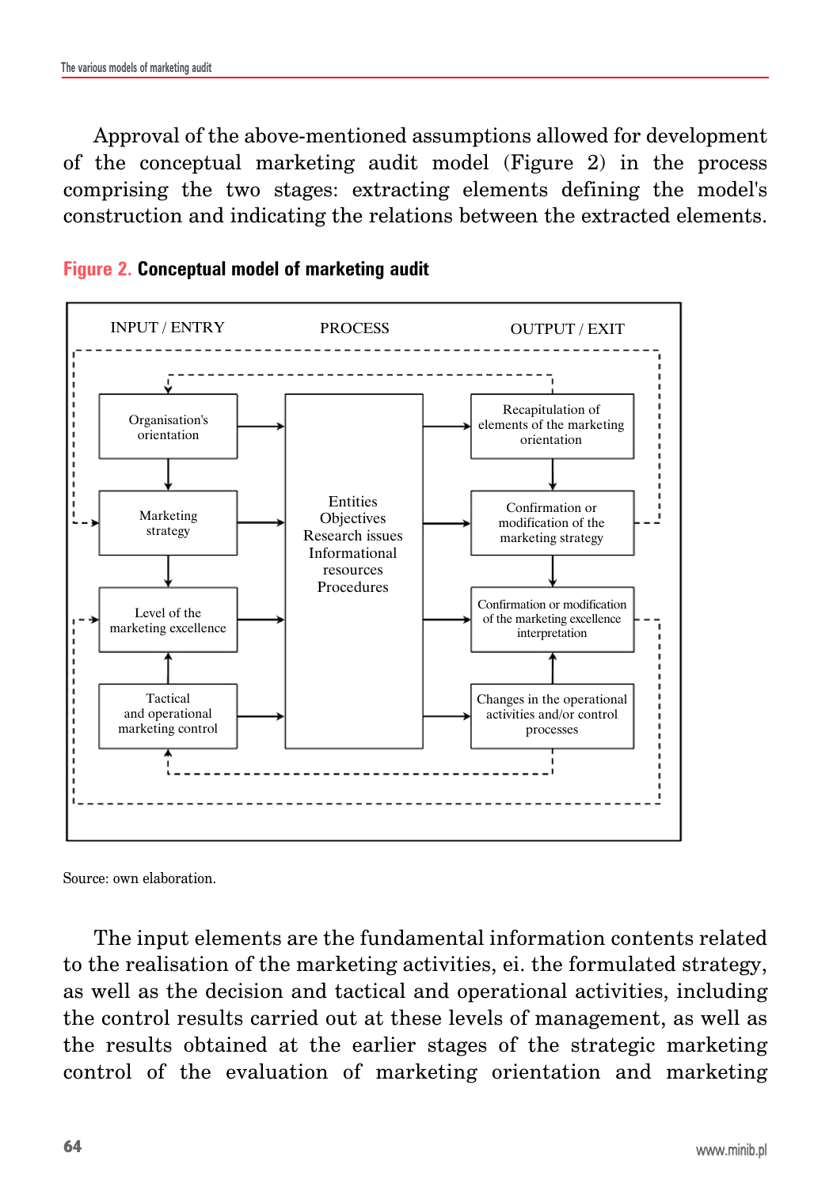Approval of the above-mentioned assumptions allowed for development of the conceptual marketing audit model (Figure 2) in the process comprising the two stages: extracting elements defining the model's construction and indicating the relations between the extracted elements.

**Figure 2. Conceptual model of marketing audit**

| INPUT / ENTRY | PROCESS | OUTPUT / EXIT |
|---|---|---|
| Organisation's orientation | Entities<br>Objectives<br>Research issues<br>Informational resources<br>Procedures | Recapitulation of elements of the marketing orientation |
| Marketing strategy | | Confirmation or modification of the marketing strategy |
| Level of the marketing excellence | | Confirmation or modification of the marketing excellence interpretation |
| Tactical and operational marketing control | | Changes in the operational activities and/or control processes |

Source: own elaboration.

The input elements are the fundamental information contents related to the realisation of the marketing activities, ei. the formulated strategy, as well as the decision and tactical and operational activities, including the control results carried out at these levels of management, as well as the results obtained at the earlier stages of the strategic marketing control of the evaluation of marketing orientation and marketing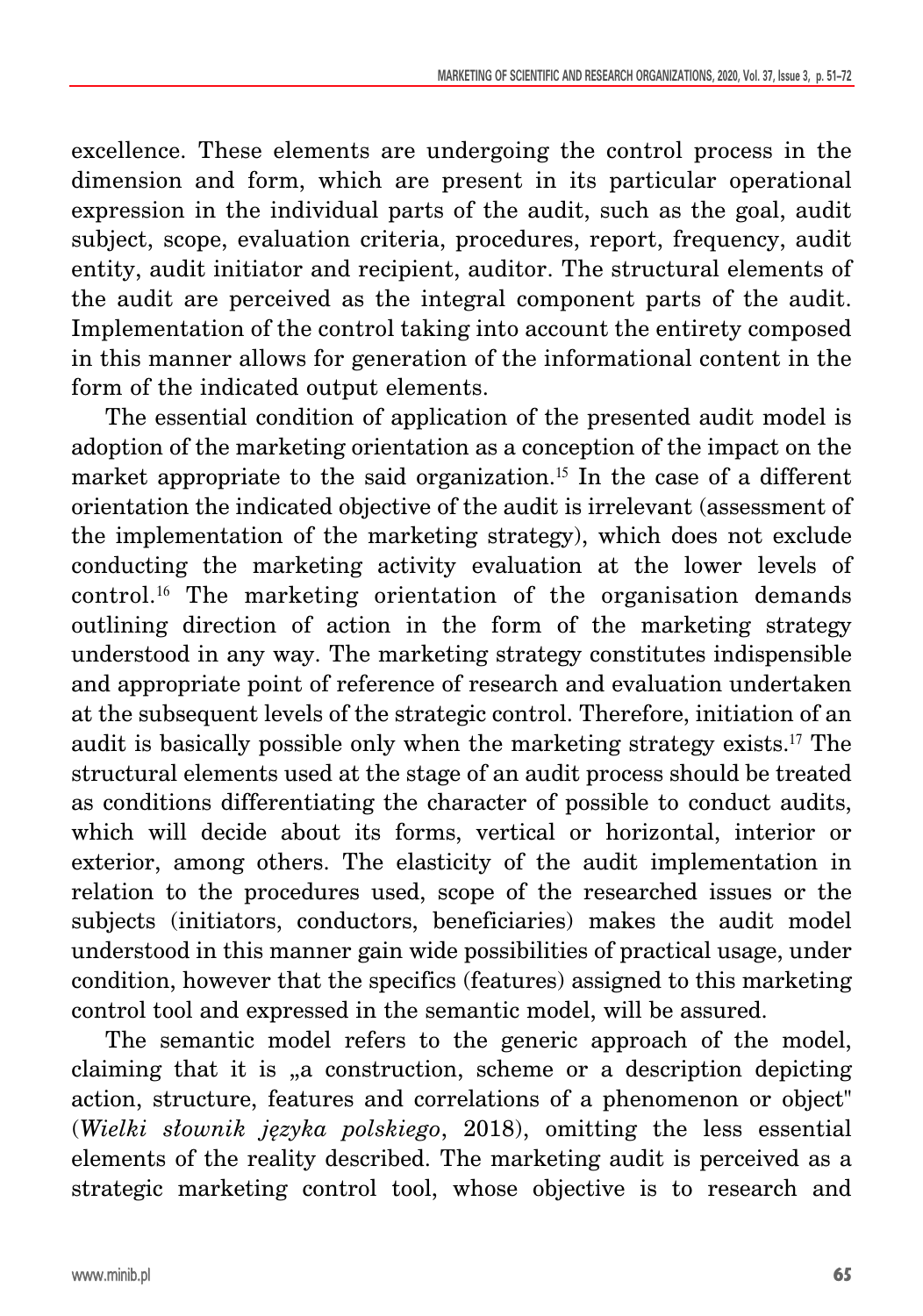excellence. These elements are undergoing the control process in the dimension and form, which are present in its particular operational expression in the individual parts of the audit, such as the goal, audit subject, scope, evaluation criteria, procedures, report, frequency, audit entity, audit initiator and recipient, auditor. The structural elements of the audit are perceived as the integral component parts of the audit. Implementation of the control taking into account the entirety composed in this manner allows for generation of the informational content in the form of the indicated output elements.

The essential condition of application of the presented audit model is adoption of the marketing orientation as a conception of the impact on the market appropriate to the said organization.[15] In the case of a different orientation the indicated objective of the audit is irrelevant (assessment of the implementation of the marketing strategy), which does not exclude conducting the marketing activity evaluation at the lower levels of control.[16] The marketing orientation of the organisation demands outlining direction of action in the form of the marketing strategy understood in any way. The marketing strategy constitutes indispensible and appropriate point of reference of research and evaluation undertaken at the subsequent levels of the strategic control. Therefore, initiation of an audit is basically possible only when the marketing strategy exists.[17] The structural elements used at the stage of an audit process should be treated as conditions differentiating the character of possible to conduct audits, which will decide about its forms, vertical or horizontal, interior or exterior, among others. The elasticity of the audit implementation in relation to the procedures used, scope of the researched issues or the subjects (initiators, conductors, beneficiaries) makes the audit model understood in this manner gain wide possibilities of practical usage, under condition, however that the specifics (features) assigned to this marketing control tool and expressed in the semantic model, will be assured.

The semantic model refers to the generic approach of the model, claiming that it is „a construction, scheme or a description depicting action, structure, features and correlations of a phenomenon or object" (*Wielki słownik języka polskiego*, 2018), omitting the less essential elements of the reality described. The marketing audit is perceived as a strategic marketing control tool, whose objective is to research and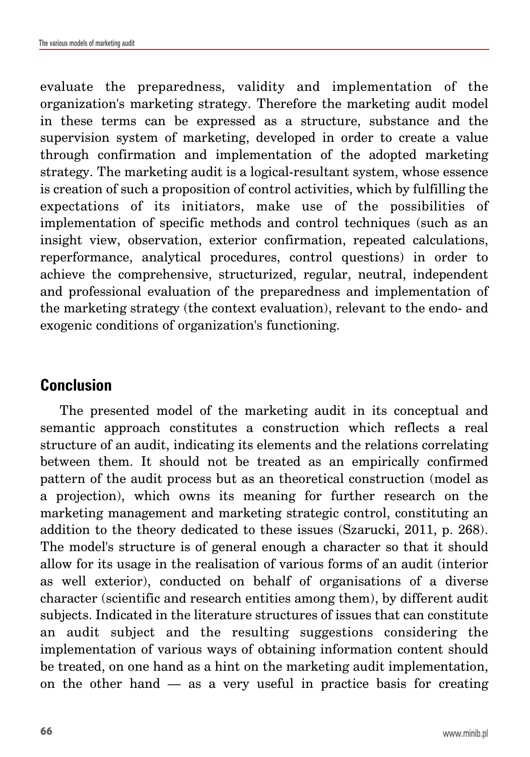evaluate the preparedness, validity and implementation of the organization's marketing strategy. Therefore the marketing audit model in these terms can be expressed as a structure, substance and the supervision system of marketing, developed in order to create a value through confirmation and implementation of the adopted marketing strategy. The marketing audit is a logical-resultant system, whose essence is creation of such a proposition of control activities, which by fulfilling the expectations of its initiators, make use of the possibilities of implementation of specific methods and control techniques (such as an insight view, observation, exterior confirmation, repeated calculations, reperformance, analytical procedures, control questions) in order to achieve the comprehensive, structurized, regular, neutral, independent and professional evaluation of the preparedness and implementation of the marketing strategy (the context evaluation), relevant to the endo- and exogenic conditions of organization's functioning.

## Conclusion

The presented model of the marketing audit in its conceptual and semantic approach constitutes a construction which reflects a real structure of an audit, indicating its elements and the relations correlating between them. It should not be treated as an empirically confirmed pattern of the audit process but as an theoretical construction (model as a projection), which owns its meaning for further research on the marketing management and marketing strategic control, constituting an addition to the theory dedicated to these issues (Szarucki, 2011, p. 268). The model's structure is of general enough a character so that it should allow for its usage in the realisation of various forms of an audit (interior as well exterior), conducted on behalf of organisations of a diverse character (scientific and research entities among them), by different audit subjects. Indicated in the literature structures of issues that can constitute an audit subject and the resulting suggestions considering the implementation of various ways of obtaining information content should be treated, on one hand as a hint on the marketing audit implementation, on the other hand — as a very useful in practice basis for creating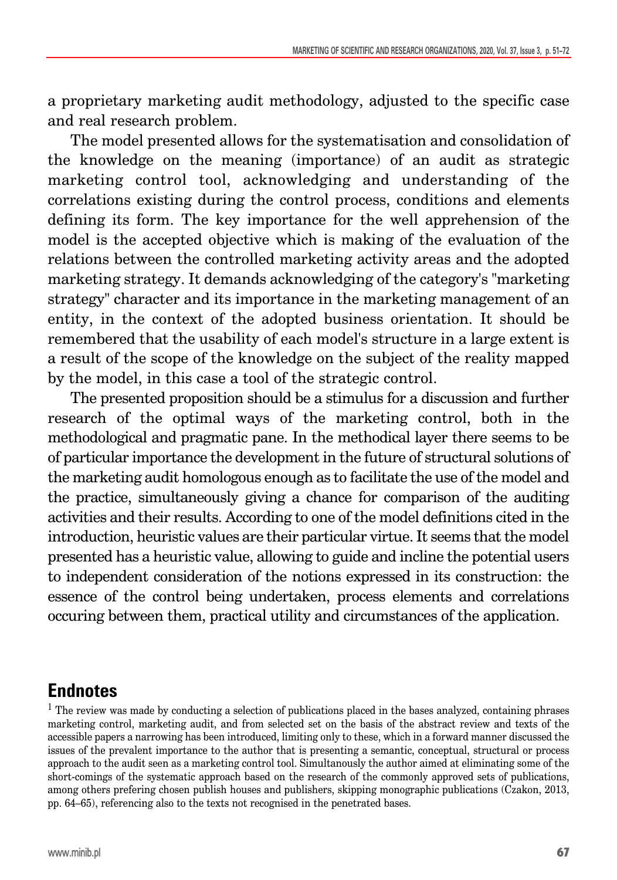a proprietary marketing audit methodology, adjusted to the specific case and real research problem.

The model presented allows for the systematisation and consolidation of the knowledge on the meaning (importance) of an audit as strategic marketing control tool, acknowledging and understanding of the correlations existing during the control process, conditions and elements defining its form. The key importance for the well apprehension of the model is the accepted objective which is making of the evaluation of the relations between the controlled marketing activity areas and the adopted marketing strategy. It demands acknowledging of the category's "marketing strategy" character and its importance in the marketing management of an entity, in the context of the adopted business orientation. It should be remembered that the usability of each model's structure in a large extent is a result of the scope of the knowledge on the subject of the reality mapped by the model, in this case a tool of the strategic control.

The presented proposition should be a stimulus for a discussion and further research of the optimal ways of the marketing control, both in the methodological and pragmatic pane. In the methodical layer there seems to be of particular importance the development in the future of structural solutions of the marketing audit homologous enough as to facilitate the use of the model and the practice, simultaneously giving a chance for comparison of the auditing activities and their results. According to one of the model definitions cited in the introduction, heuristic values are their particular virtue. It seems that the model presented has a heuristic value, allowing to guide and incline the potential users to independent consideration of the notions expressed in its construction: the essence of the control being undertaken, process elements and correlations occuring between them, practical utility and circumstances of the application.

## Endnotes

[1] The review was made by conducting a selection of publications placed in the bases analyzed, containing phrases marketing control, marketing audit, and from selected set on the basis of the abstract review and texts of the accessible papers a narrowing has been introduced, limiting only to these, which in a forward manner discussed the issues of the prevalent importance to the author that is presenting a semantic, conceptual, structural or process approach to the audit seen as a marketing control tool. Simultanously the author aimed at eliminating some of the short-comings of the systematic approach based on the research of the commonly approved sets of publications, among others prefering chosen publish houses and publishers, skipping monographic publications (Czakon, 2013, pp. 64–65), referencing also to the texts not recognised in the penetrated bases.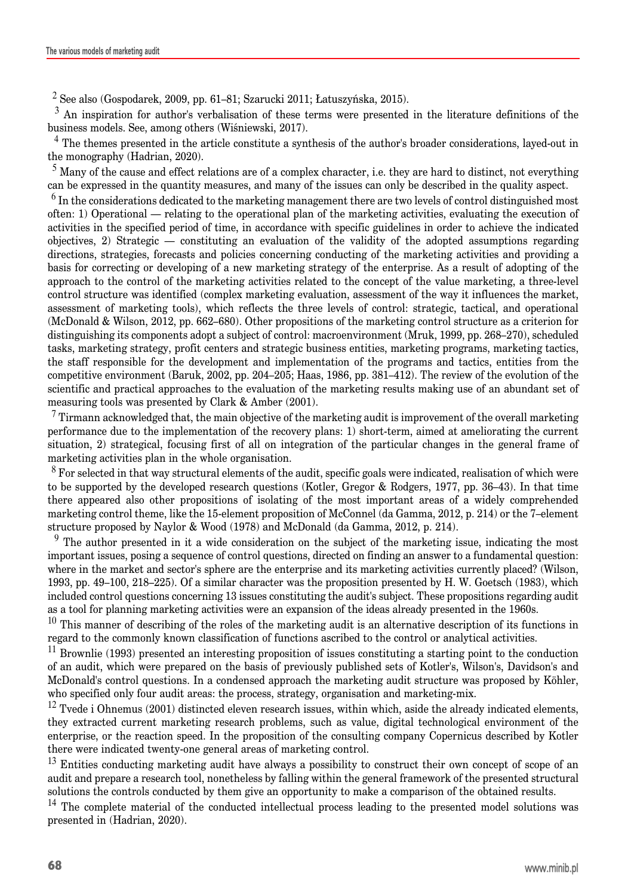[2] See also (Gospodarek, 2009, pp. 61–81; Szarucki 2011; Łatuszyńska, 2015).

[3] An inspiration for author's verbalisation of these terms were presented in the literature definitions of the business models. See, among others (Wiśniewski, 2017).

[4] The themes presented in the article constitute a synthesis of the author's broader considerations, layed-out in the monography (Hadrian, 2020).

[5] Many of the cause and effect relations are of a complex character, i.e. they are hard to distinct, not everything can be expressed in the quantity measures, and many of the issues can only be described in the quality aspect.

[6] In the considerations dedicated to the marketing management there are two levels of control distinguished most often: 1) Operational — relating to the operational plan of the marketing activities, evaluating the execution of activities in the specified period of time, in accordance with specific guidelines in order to achieve the indicated objectives, 2) Strategic — constituting an evaluation of the validity of the adopted assumptions regarding directions, strategies, forecasts and policies concerning conducting of the marketing activities and providing a basis for correcting or developing of a new marketing strategy of the enterprise. As a result of adopting of the approach to the control of the marketing activities related to the concept of the value marketing, a three-level control structure was identified (complex marketing evaluation, assessment of the way it influences the market, assessment of marketing tools), which reflects the three levels of control: strategic, tactical, and operational (McDonald & Wilson, 2012, pp. 662–680). Other propositions of the marketing control structure as a criterion for distinguishing its components adopt a subject of control: macroenvironment (Mruk, 1999, pp. 268–270), scheduled tasks, marketing strategy, profit centers and strategic business entities, marketing programs, marketing tactics, the staff responsible for the development and implementation of the programs and tactics, entities from the competitive environment (Baruk, 2002, pp. 204–205; Haas, 1986, pp. 381–412). The review of the evolution of the scientific and practical approaches to the evaluation of the marketing results making use of an abundant set of measuring tools was presented by Clark & Amber (2001).

[7] Tirmann acknowledged that, the main objective of the marketing audit is improvement of the overall marketing performance due to the implementation of the recovery plans: 1) short-term, aimed at ameliorating the current situation, 2) strategical, focusing first of all on integration of the particular changes in the general frame of marketing activities plan in the whole organisation.

[8] For selected in that way structural elements of the audit, specific goals were indicated, realisation of which were to be supported by the developed research questions (Kotler, Gregor & Rodgers, 1977, pp. 36–43). In that time there appeared also other propositions of isolating of the most important areas of a widely comprehended marketing control theme, like the 15-element proposition of McConnel (da Gamma, 2012, p. 214) or the 7–element structure proposed by Naylor & Wood (1978) and McDonald (da Gamma, 2012, p. 214).

[9] The author presented in it a wide consideration on the subject of the marketing issue, indicating the most important issues, posing a sequence of control questions, directed on finding an answer to a fundamental question: where in the market and sector's sphere are the enterprise and its marketing activities currently placed? (Wilson, 1993, pp. 49–100, 218–225). Of a similar character was the proposition presented by H. W. Goetsch (1983), which included control questions concerning 13 issues constituting the audit's subject. These propositions regarding audit as a tool for planning marketing activities were an expansion of the ideas already presented in the 1960s.

[10] This manner of describing of the roles of the marketing audit is an alternative description of its functions in regard to the commonly known classification of functions ascribed to the control or analytical activities.

[11] Brownlie (1993) presented an interesting proposition of issues constituting a starting point to the conduction of an audit, which were prepared on the basis of previously published sets of Kotler's, Wilson's, Davidson's and McDonald's control questions. In a condensed approach the marketing audit structure was proposed by Köhler, who specified only four audit areas: the process, strategy, organisation and marketing-mix.

[12] Tvede i Ohnemus (2001) distincted eleven research issues, within which, aside the already indicated elements, they extracted current marketing research problems, such as value, digital technological environment of the enterprise, or the reaction speed. In the proposition of the consulting company Copernicus described by Kotler there were indicated twenty-one general areas of marketing control.

[13] Entities conducting marketing audit have always a possibility to construct their own concept of scope of an audit and prepare a research tool, nonetheless by falling within the general framework of the presented structural solutions the controls conducted by them give an opportunity to make a comparison of the obtained results.

[14] The complete material of the conducted intellectual process leading to the presented model solutions was presented in (Hadrian, 2020).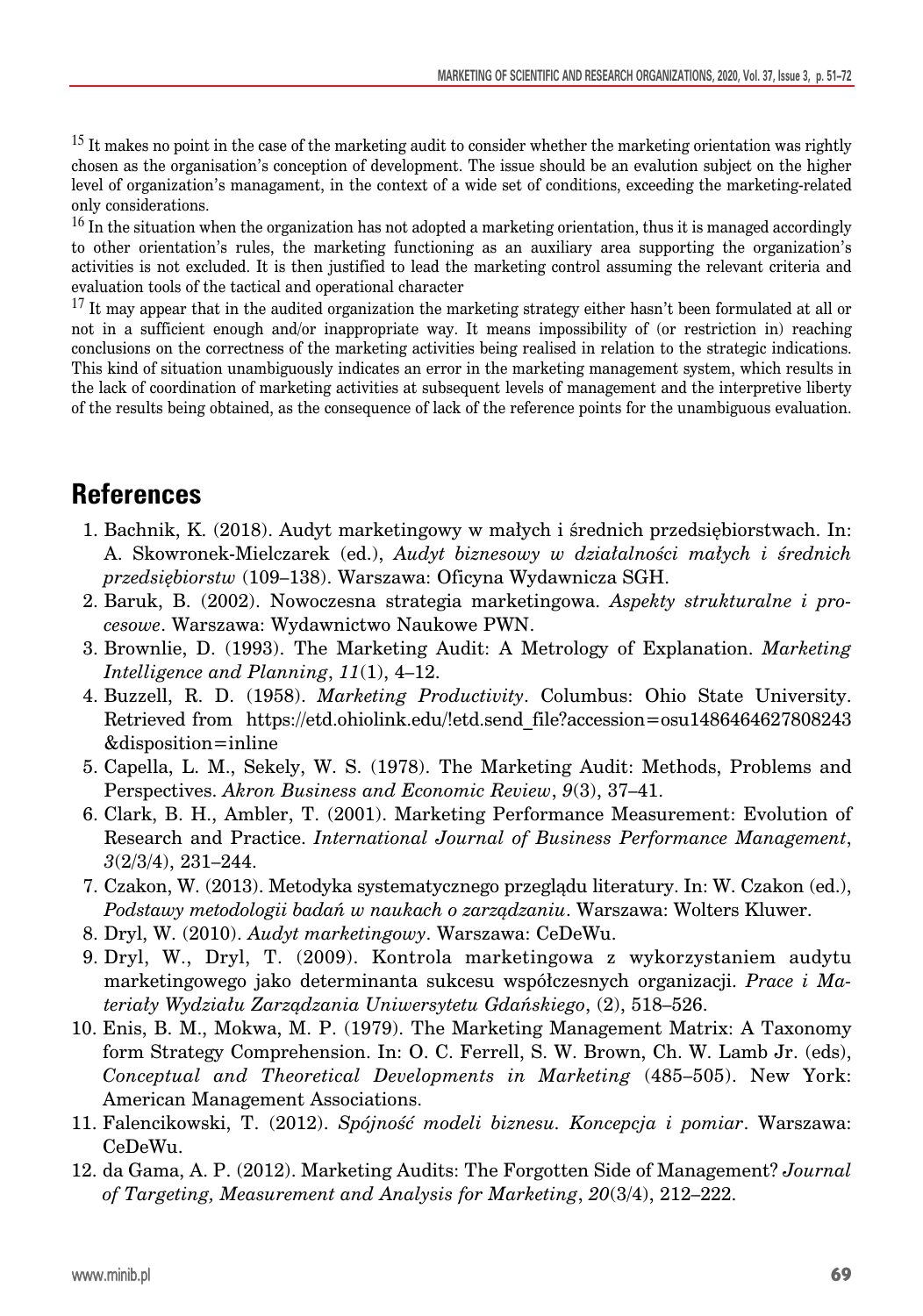[15] It makes no point in the case of the marketing audit to consider whether the marketing orientation was rightly chosen as the organisation's conception of development. The issue should be an evalution subject on the higher level of organization's managament, in the context of a wide set of conditions, exceeding the marketing-related only considerations.

[16] In the situation when the organization has not adopted a marketing orientation, thus it is managed accordingly to other orientation's rules, the marketing functioning as an auxiliary area supporting the organization's activities is not excluded. It is then justified to lead the marketing control assuming the relevant criteria and evaluation tools of the tactical and operational character

[17] It may appear that in the audited organization the marketing strategy either hasn't been formulated at all or not in a sufficient enough and/or inappropriate way. It means impossibility of (or restriction in) reaching conclusions on the correctness of the marketing activities being realised in relation to the strategic indications. This kind of situation unambiguously indicates an error in the marketing management system, which results in the lack of coordination of marketing activities at subsequent levels of management and the interpretive liberty of the results being obtained, as the consequence of lack of the reference points for the unambiguous evaluation.

## References

1. Bachnik, K. (2018). Audyt marketingowy w małych i średnich przedsiębiorstwach. In: A. Skowronek-Mielczarek (ed.), *Audyt biznesowy w działalności małych i średnich przedsiębiorstw* (109–138). Warszawa: Oficyna Wydawnicza SGH.
2. Baruk, B. (2002). Nowoczesna strategia marketingowa. *Aspekty strukturalne i procesowe*. Warszawa: Wydawnictwo Naukowe PWN.
3. Brownlie, D. (1993). The Marketing Audit: A Metrology of Explanation. *Marketing Intelligence and Planning*, *11*(1), 4–12.
4. Buzzell, R. D. (1958). *Marketing Productivity*. Columbus: Ohio State University. Retrieved from https://etd.ohiolink.edu/!etd.send_file?accession=osu1486464627808243&disposition=inline
5. Capella, L. M., Sekely, W. S. (1978). The Marketing Audit: Methods, Problems and Perspectives. *Akron Business and Economic Review*, *9*(3), 37–41.
6. Clark, B. H., Ambler, T. (2001). Marketing Performance Measurement: Evolution of Research and Practice. *International Journal of Business Performance Management*, *3*(2/3/4), 231–244.
7. Czakon, W. (2013). Metodyka systematycznego przeglądu literatury. In: W. Czakon (ed.), *Podstawy metodologii badań w naukach o zarządzaniu*. Warszawa: Wolters Kluwer.
8. Dryl, W. (2010). *Audyt marketingowy*. Warszawa: CeDeWu.
9. Dryl, W., Dryl, T. (2009). Kontrola marketingowa z wykorzystaniem audytu marketingowego jako determinanta sukcesu współczesnych organizacji. *Prace i Materiały Wydziału Zarządzania Uniwersytetu Gdańskiego*, (2), 518–526.
10. Enis, B. M., Mokwa, M. P. (1979). The Marketing Management Matrix: A Taxonomy form Strategy Comprehension. In: O. C. Ferrell, S. W. Brown, Ch. W. Lamb Jr. (eds), *Conceptual and Theoretical Developments in Marketing* (485–505). New York: American Management Associations.
11. Falencikowski, T. (2012). *Spójność modeli biznesu. Koncepcja i pomiar*. Warszawa: CeDeWu.
12. da Gama, A. P. (2012). Marketing Audits: The Forgotten Side of Management? *Journal of Targeting, Measurement and Analysis for Marketing*, *20*(3/4), 212–222.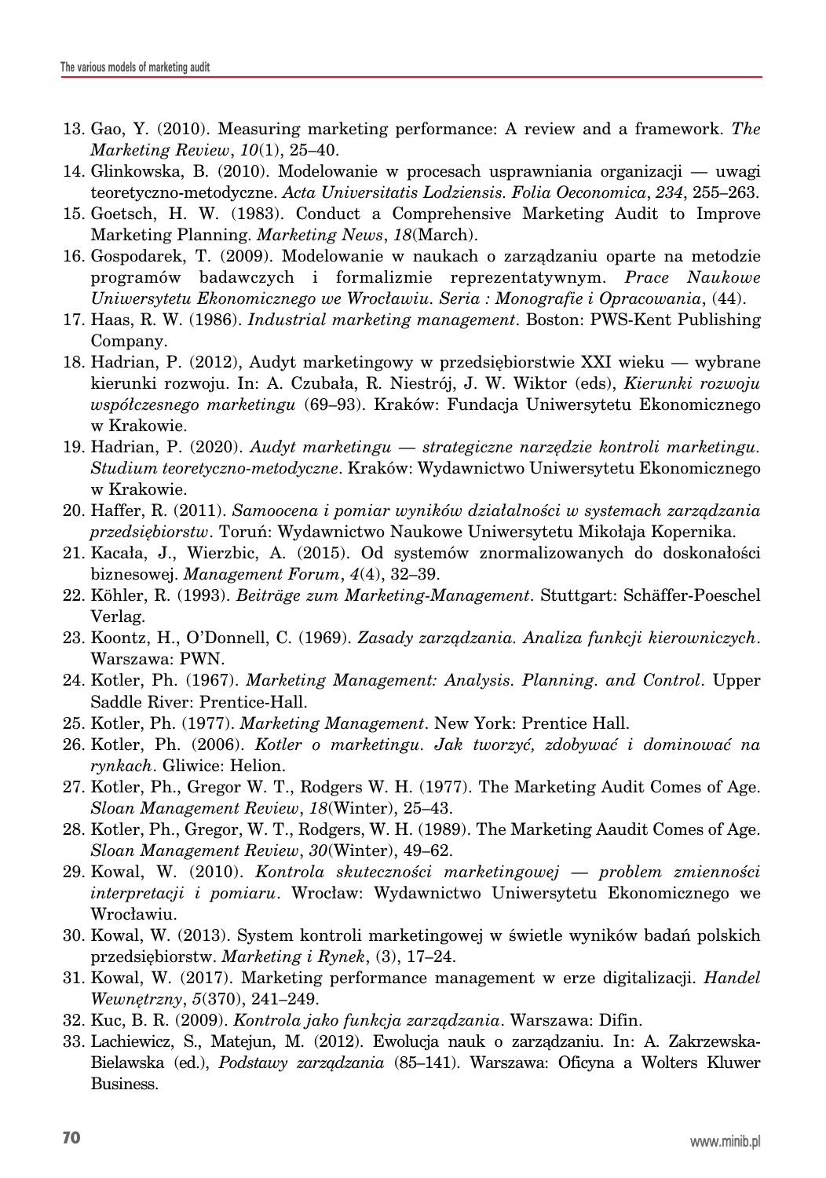13. Gao, Y. (2010). Measuring marketing performance: A review and a framework. *The Marketing Review*, *10*(1), 25–40.
14. Glinkowska, B. (2010). Modelowanie w procesach usprawniania organizacji — uwagi teoretyczno-metodyczne. *Acta Universitatis Lodziensis. Folia Oeconomica*, *234*, 255–263.
15. Goetsch, H. W. (1983). Conduct a Comprehensive Marketing Audit to Improve Marketing Planning. *Marketing News*, *18*(March).
16. Gospodarek, T. (2009). Modelowanie w naukach o zarządzaniu oparte na metodzie programów badawczych i formalizmie reprezentatywnym. *Prace Naukowe Uniwersytetu Ekonomicznego we Wrocławiu. Seria : Monografie i Opracowania*, (44).
17. Haas, R. W. (1986). *Industrial marketing management*. Boston: PWS-Kent Publishing Company.
18. Hadrian, P. (2012), Audyt marketingowy w przedsiębiorstwie XXI wieku — wybrane kierunki rozwoju. In: A. Czubała, R. Niestrój, J. W. Wiktor (eds), *Kierunki rozwoju współczesnego marketingu* (69–93). Kraków: Fundacja Uniwersytetu Ekonomicznego w Krakowie.
19. Hadrian, P. (2020). *Audyt marketingu — strategiczne narzędzie kontroli marketingu. Studium teoretyczno-metodyczne*. Kraków: Wydawnictwo Uniwersytetu Ekonomicznego w Krakowie.
20. Haffer, R. (2011). *Samoocena i pomiar wyników działalności w systemach zarządzania przedsiębiorstw*. Toruń: Wydawnictwo Naukowe Uniwersytetu Mikołaja Kopernika.
21. Kacała, J., Wierzbic, A. (2015). Od systemów znormalizowanych do doskonałości biznesowej. *Management Forum*, *4*(4), 32–39.
22. Köhler, R. (1993). *Beiträge zum Marketing-Management*. Stuttgart: Schäffer-Poeschel Verlag.
23. Koontz, H., O'Donnell, C. (1969). *Zasady zarządzania. Analiza funkcji kierowniczych*. Warszawa: PWN.
24. Kotler, Ph. (1967). *Marketing Management: Analysis. Planning. and Control*. Upper Saddle River: Prentice-Hall.
25. Kotler, Ph. (1977). *Marketing Management*. New York: Prentice Hall.
26. Kotler, Ph. (2006). *Kotler o marketingu. Jak tworzyć, zdobywać i dominować na rynkach*. Gliwice: Helion.
27. Kotler, Ph., Gregor W. T., Rodgers W. H. (1977). The Marketing Audit Comes of Age. *Sloan Management Review*, *18*(Winter), 25–43.
28. Kotler, Ph., Gregor, W. T., Rodgers, W. H. (1989). The Marketing Aaudit Comes of Age. *Sloan Management Review*, *30*(Winter), 49–62.
29. Kowal, W. (2010). *Kontrola skuteczności marketingowej — problem zmienności interpretacji i pomiaru*. Wrocław: Wydawnictwo Uniwersytetu Ekonomicznego we Wrocławiu.
30. Kowal, W. (2013). System kontroli marketingowej w świetle wyników badań polskich przedsiębiorstw. *Marketing i Rynek*, (3), 17–24.
31. Kowal, W. (2017). Marketing performance management w erze digitalizacji. *Handel Wewnętrzny*, *5*(370), 241–249.
32. Kuc, B. R. (2009). *Kontrola jako funkcja zarządzania*. Warszawa: Difin.
33. Lachiewicz, S., Matejun, M. (2012). Ewolucja nauk o zarządzaniu. In: A. Zakrzewska-Bielawska (ed.), *Podstawy zarządzania* (85–141). Warszawa: Oficyna a Wolters Kluwer Business.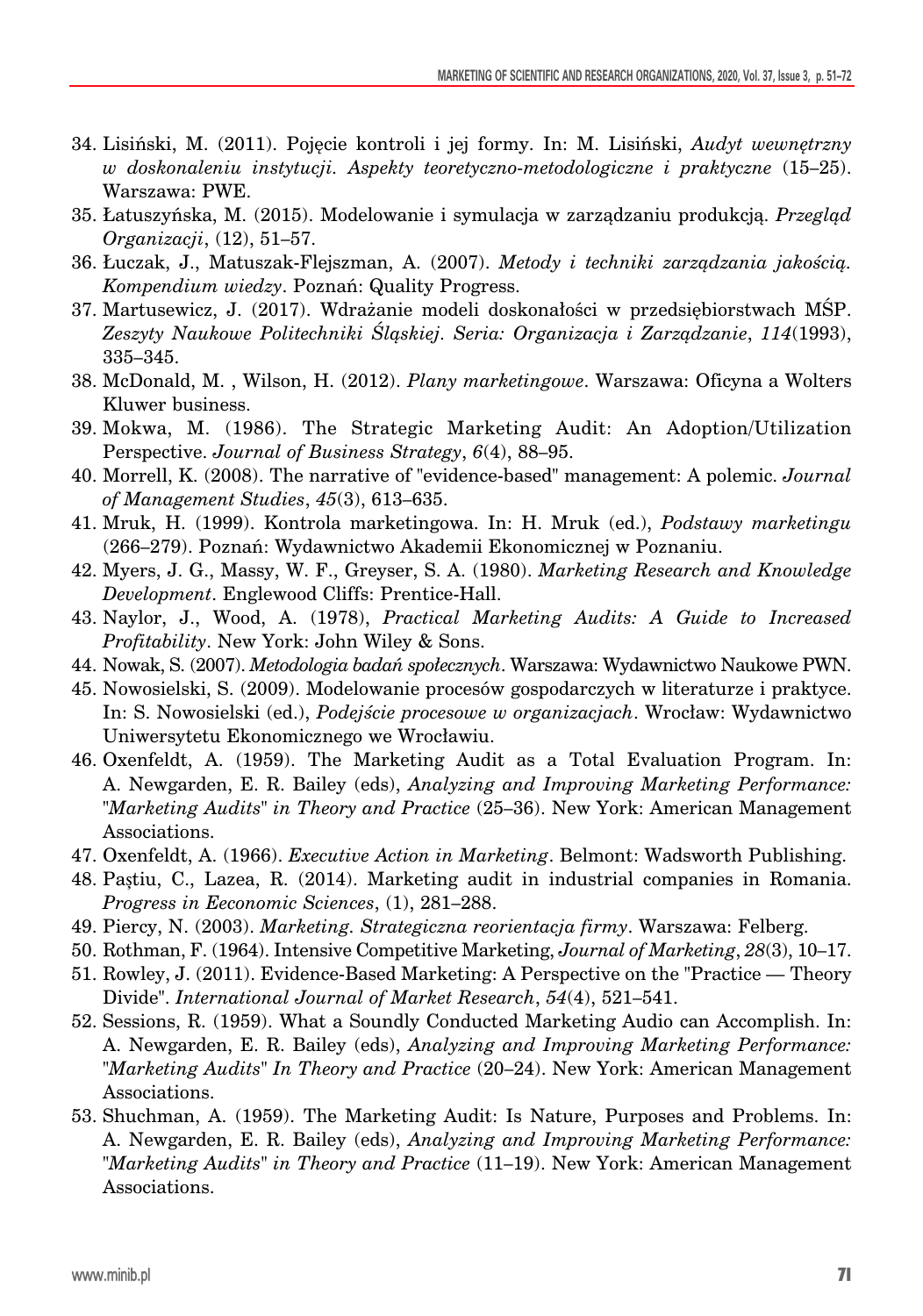34. Lisiński, M. (2011). Pojęcie kontroli i jej formy. In: M. Lisiński, *Audyt wewnętrzny w doskonaleniu instytucji. Aspekty teoretyczno-metodologiczne i praktyczne* (15–25). Warszawa: PWE.
35. Łatuszyńska, M. (2015). Modelowanie i symulacja w zarządzaniu produkcją. *Przegląd Organizacji*, (12), 51–57.
36. Łuczak, J., Matuszak-Flejszman, A. (2007). *Metody i techniki zarządzania jakością. Kompendium wiedzy*. Poznań: Quality Progress.
37. Martusewicz, J. (2017). Wdrażanie modeli doskonałości w przedsiębiorstwach MŚP. *Zeszyty Naukowe Politechniki Śląskiej. Seria: Organizacja i Zarządzanie*, *114*(1993), 335–345.
38. McDonald, M. , Wilson, H. (2012). *Plany marketingowe*. Warszawa: Oficyna a Wolters Kluwer business.
39. Mokwa, M. (1986). The Strategic Marketing Audit: An Adoption/Utilization Perspective. *Journal of Business Strategy*, *6*(4), 88–95.
40. Morrell, K. (2008). The narrative of "evidence-based" management: A polemic. *Journal of Management Studies*, *45*(3), 613–635.
41. Mruk, H. (1999). Kontrola marketingowa. In: H. Mruk (ed.), *Podstawy marketingu* (266–279). Poznań: Wydawnictwo Akademii Ekonomicznej w Poznaniu.
42. Myers, J. G., Massy, W. F., Greyser, S. A. (1980). *Marketing Research and Knowledge Development*. Englewood Cliffs: Prentice-Hall.
43. Naylor, J., Wood, A. (1978), *Practical Marketing Audits: A Guide to Increased Profitability*. New York: John Wiley & Sons.
44. Nowak, S. (2007). *Metodologia badań społecznych*. Warszawa: Wydawnictwo Naukowe PWN.
45. Nowosielski, S. (2009). Modelowanie procesów gospodarczych w literaturze i praktyce. In: S. Nowosielski (ed.), *Podejście procesowe w organizacjach*. Wrocław: Wydawnictwo Uniwersytetu Ekonomicznego we Wrocławiu.
46. Oxenfeldt, A. (1959). The Marketing Audit as a Total Evaluation Program. In: A. Newgarden, E. R. Bailey (eds), *Analyzing and Improving Marketing Performance: "Marketing Audits" in Theory and Practice* (25–36). New York: American Management Associations.
47. Oxenfeldt, A. (1966). *Executive Action in Marketing*. Belmont: Wadsworth Publishing.
48. Paştiu, C., Lazea, R. (2014). Marketing audit in industrial companies in Romania. *Progress in Eeconomic Sciences*, (1), 281–288.
49. Piercy, N. (2003). *Marketing. Strategiczna reorientacja firmy*. Warszawa: Felberg.
50. Rothman, F. (1964). Intensive Competitive Marketing, *Journal of Marketing*, *28*(3), 10–17.
51. Rowley, J. (2011). Evidence-Based Marketing: A Perspective on the "Practice — Theory Divide". *International Journal of Market Research*, *54*(4), 521–541.
52. Sessions, R. (1959). What a Soundly Conducted Marketing Audio can Accomplish. In: A. Newgarden, E. R. Bailey (eds), *Analyzing and Improving Marketing Performance: "Marketing Audits" In Theory and Practice* (20–24). New York: American Management Associations.
53. Shuchman, A. (1959). The Marketing Audit: Is Nature, Purposes and Problems. In: A. Newgarden, E. R. Bailey (eds), *Analyzing and Improving Marketing Performance: "Marketing Audits" in Theory and Practice* (11–19). New York: American Management Associations.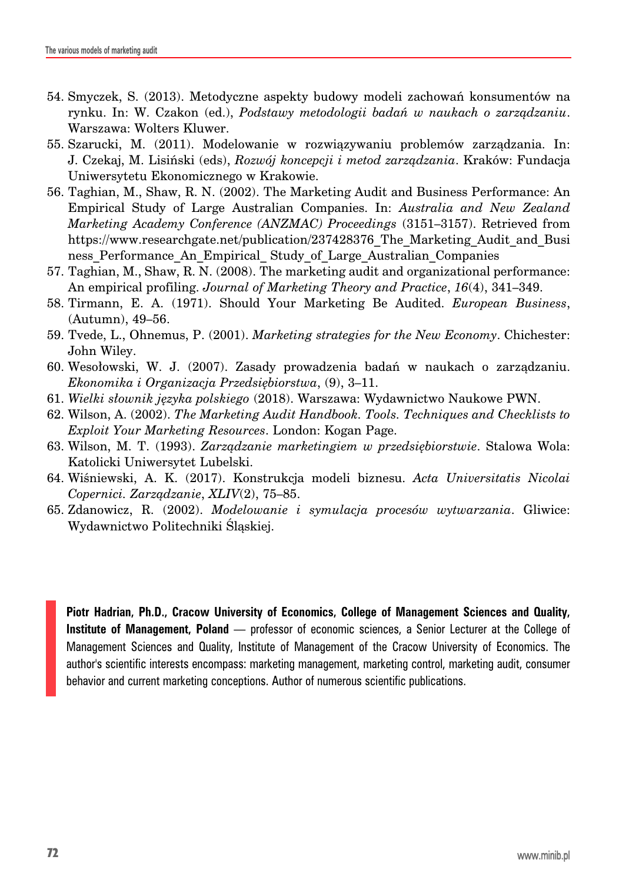54. Smyczek, S. (2013). Metodyczne aspekty budowy modeli zachowań konsumentów na rynku. In: W. Czakon (ed.), *Podstawy metodologii badań w naukach o zarządzaniu*. Warszawa: Wolters Kluwer.
55. Szarucki, M. (2011). Modelowanie w rozwiązywaniu problemów zarządzania. In: J. Czekaj, M. Lisiński (eds), *Rozwój koncepcji i metod zarządzania*. Kraków: Fundacja Uniwersytetu Ekonomicznego w Krakowie.
56. Taghian, M., Shaw, R. N. (2002). The Marketing Audit and Business Performance: An Empirical Study of Large Australian Companies. In: *Australia and New Zealand Marketing Academy Conference (ANZMAC) Proceedings* (3151–3157). Retrieved from https://www.researchgate.net/publication/237428376_The_Marketing_Audit_and_Business_Performance_An_Empirical_ Study_of_Large_Australian_Companies
57. Taghian, M., Shaw, R. N. (2008). The marketing audit and organizational performance: An empirical profiling. *Journal of Marketing Theory and Practice*, *16*(4), 341–349.
58. Tirmann, E. A. (1971). Should Your Marketing Be Audited. *European Business*, (Autumn), 49–56.
59. Tvede, L., Ohnemus, P. (2001). *Marketing strategies for the New Economy*. Chichester: John Wiley.
60. Wesołowski, W. J. (2007). Zasady prowadzenia badań w naukach o zarządzaniu. *Ekonomika i Organizacja Przedsiębiorstwa*, (9), 3–11.
61. *Wielki słownik języka polskiego* (2018). Warszawa: Wydawnictwo Naukowe PWN.
62. Wilson, A. (2002). *The Marketing Audit Handbook. Tools. Techniques and Checklists to Exploit Your Marketing Resources*. London: Kogan Page.
63. Wilson, M. T. (1993). *Zarządzanie marketingiem w przedsiębiorstwie*. Stalowa Wola: Katolicki Uniwersytet Lubelski.
64. Wiśniewski, A. K. (2017). Konstrukcja modeli biznesu. *Acta Universitatis Nicolai Copernici. Zarządzanie*, *XLIV*(2), 75–85.
65. Zdanowicz, R. (2002). *Modelowanie i symulacja procesów wytwarzania*. Gliwice: Wydawnictwo Politechniki Śląskiej.

**Piotr Hadrian, Ph.D., Cracow University of Economics, College of Management Sciences and Quality, Institute of Management, Poland** — professor of economic sciences, a Senior Lecturer at the College of Management Sciences and Quality, Institute of Management of the Cracow University of Economics. The author's scientific interests encompass: marketing management, marketing control, marketing audit, consumer behavior and current marketing conceptions. Author of numerous scientific publications.